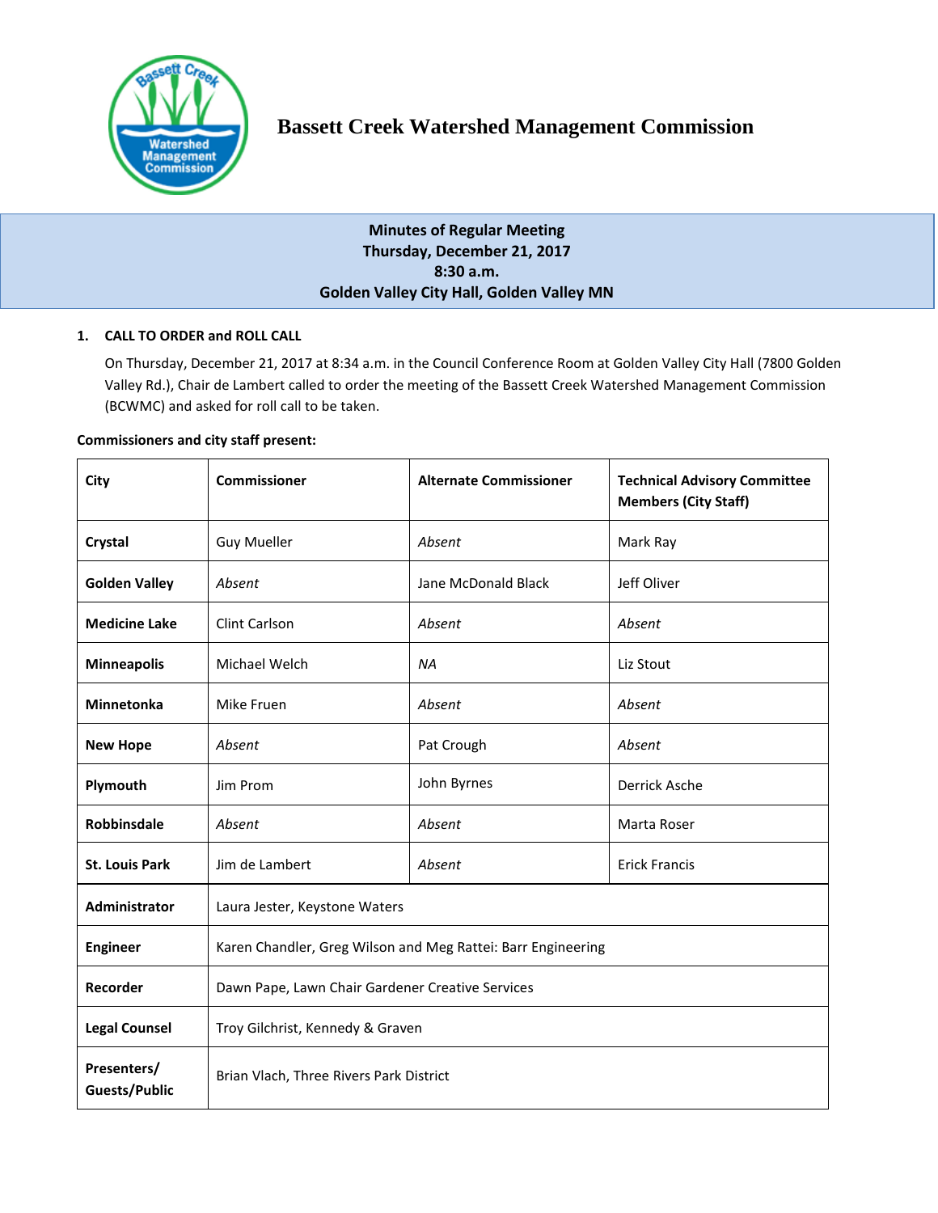# Bassett Creek Watershed Management Commission

**Minutes of Regular Meeting**
**Thursday, December 21, 2017**
**8:30 a.m.**
**Golden Valley City Hall, Golden Valley MN**

## 1. CALL TO ORDER and ROLL CALL

On Thursday, December 21, 2017 at 8:34 a.m. in the Council Conference Room at Golden Valley City Hall (7800 Golden Valley Rd.), Chair de Lambert called to order the meeting of the Bassett Creek Watershed Management Commission (BCWMC) and asked for roll call to be taken.

**Commissioners and city staff present:**

| City | Commissioner | Alternate Commissioner | Technical Advisory Committee Members (City Staff) |
|---|---|---|---|
| **Crystal** | Guy Mueller | *Absent* | Mark Ray |
| **Golden Valley** | *Absent* | Jane McDonald Black | Jeff Oliver |
| **Medicine Lake** | Clint Carlson | *Absent* | *Absent* |
| **Minneapolis** | Michael Welch | *NA* | Liz Stout |
| **Minnetonka** | Mike Fruen | *Absent* | *Absent* |
| **New Hope** | *Absent* | Pat Crough | *Absent* |
| **Plymouth** | Jim Prom | John Byrnes | Derrick Asche |
| **Robbinsdale** | *Absent* | *Absent* | Marta Roser |
| **St. Louis Park** | Jim de Lambert | *Absent* | Erick Francis |
| **Administrator** | Laura Jester, Keystone Waters | | |
| **Engineer** | Karen Chandler, Greg Wilson and Meg Rattei: Barr Engineering | | |
| **Recorder** | Dawn Pape, Lawn Chair Gardener Creative Services | | |
| **Legal Counsel** | Troy Gilchrist, Kennedy & Graven | | |
| **Presenters/ Guests/Public** | Brian Vlach, Three Rivers Park District | | |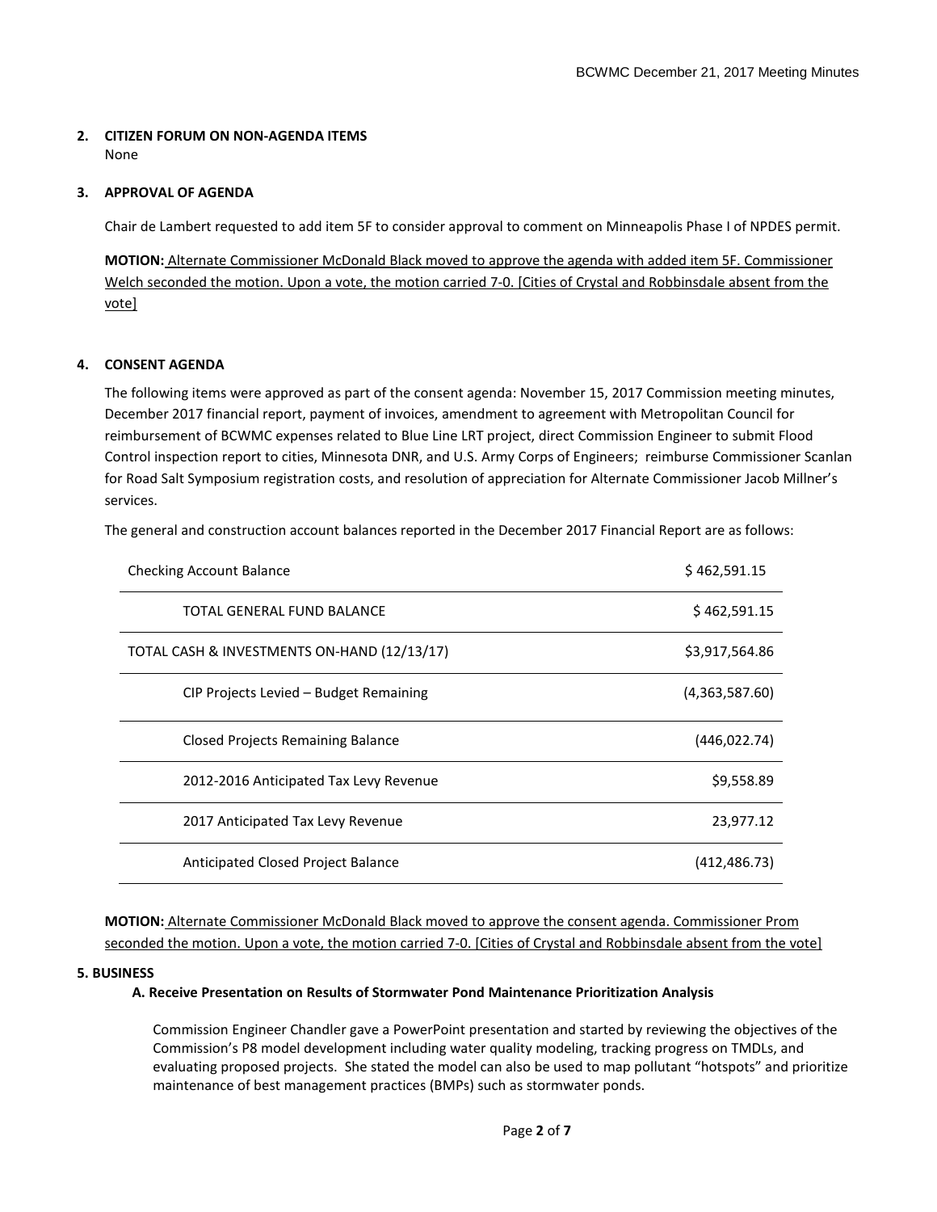## 2. CITIZEN FORUM ON NON-AGENDA ITEMS

None

## 3. APPROVAL OF AGENDA

Chair de Lambert requested to add item 5F to consider approval to comment on Minneapolis Phase I of NPDES permit.

**MOTION:** Alternate Commissioner McDonald Black moved to approve the agenda with added item 5F. Commissioner Welch seconded the motion. Upon a vote, the motion carried 7-0. [Cities of Crystal and Robbinsdale absent from the vote]

## 4. CONSENT AGENDA

The following items were approved as part of the consent agenda: November 15, 2017 Commission meeting minutes, December 2017 financial report, payment of invoices, amendment to agreement with Metropolitan Council for reimbursement of BCWMC expenses related to Blue Line LRT project, direct Commission Engineer to submit Flood Control inspection report to cities, Minnesota DNR, and U.S. Army Corps of Engineers; reimburse Commissioner Scanlan for Road Salt Symposium registration costs, and resolution of appreciation for Alternate Commissioner Jacob Millner's services.

The general and construction account balances reported in the December 2017 Financial Report are as follows:

| | |
|---|---|
| Checking Account Balance | $ 462,591.15 |
| TOTAL GENERAL FUND BALANCE | $ 462,591.15 |
| TOTAL CASH & INVESTMENTS ON-HAND (12/13/17) | $3,917,564.86 |
| CIP Projects Levied – Budget Remaining | (4,363,587.60) |
| Closed Projects Remaining Balance | (446,022.74) |
| 2012-2016 Anticipated Tax Levy Revenue | $9,558.89 |
| 2017 Anticipated Tax Levy Revenue | 23,977.12 |
| Anticipated Closed Project Balance | (412,486.73) |

**MOTION:** Alternate Commissioner McDonald Black moved to approve the consent agenda. Commissioner Prom seconded the motion. Upon a vote, the motion carried 7-0. [Cities of Crystal and Robbinsdale absent from the vote]

## 5. BUSINESS

### A. Receive Presentation on Results of Stormwater Pond Maintenance Prioritization Analysis

Commission Engineer Chandler gave a PowerPoint presentation and started by reviewing the objectives of the Commission's P8 model development including water quality modeling, tracking progress on TMDLs, and evaluating proposed projects. She stated the model can also be used to map pollutant "hotspots" and prioritize maintenance of best management practices (BMPs) such as stormwater ponds.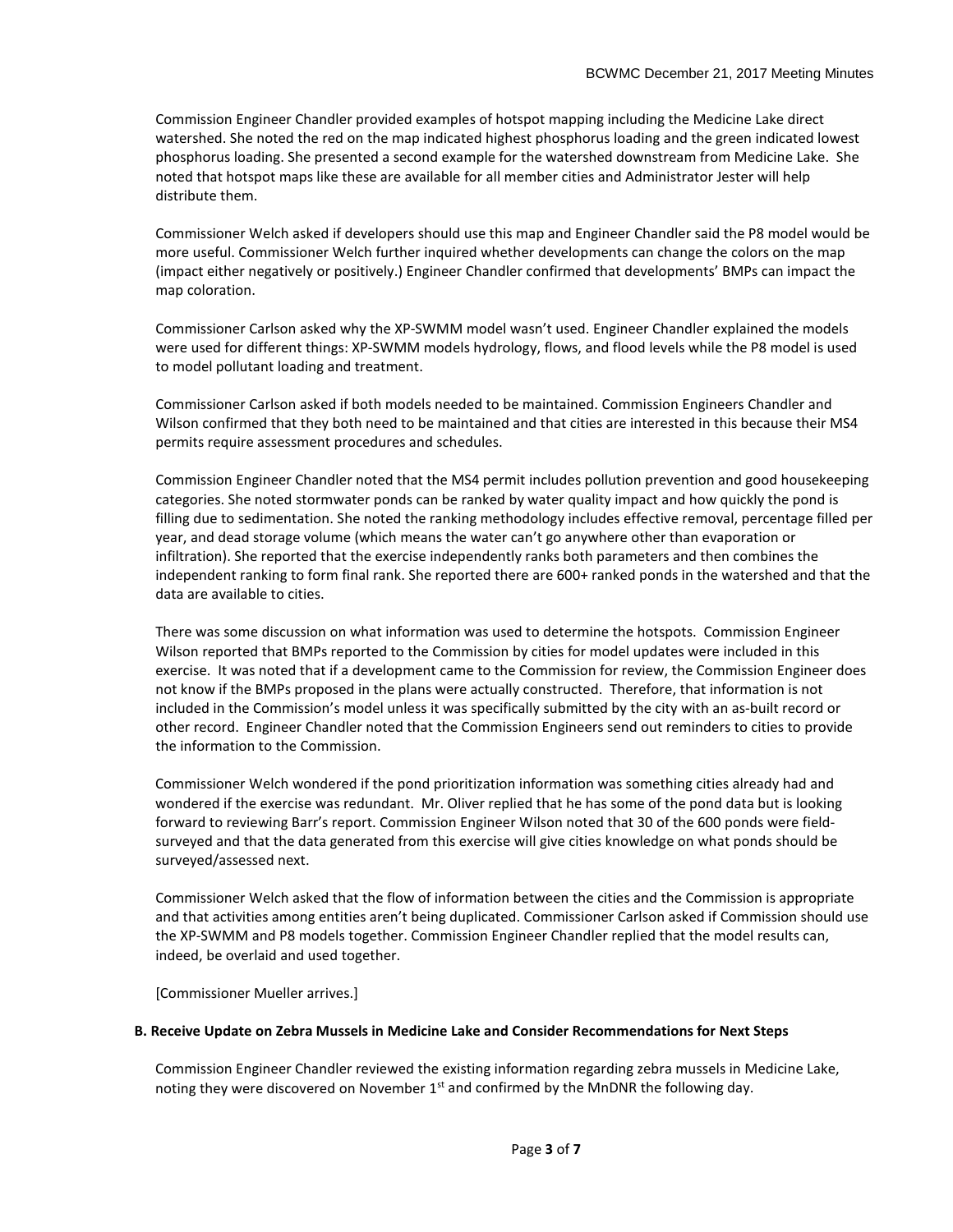Commission Engineer Chandler provided examples of hotspot mapping including the Medicine Lake direct watershed. She noted the red on the map indicated highest phosphorus loading and the green indicated lowest phosphorus loading. She presented a second example for the watershed downstream from Medicine Lake. She noted that hotspot maps like these are available for all member cities and Administrator Jester will help distribute them.

Commissioner Welch asked if developers should use this map and Engineer Chandler said the P8 model would be more useful. Commissioner Welch further inquired whether developments can change the colors on the map (impact either negatively or positively.) Engineer Chandler confirmed that developments' BMPs can impact the map coloration.

Commissioner Carlson asked why the XP-SWMM model wasn't used. Engineer Chandler explained the models were used for different things: XP-SWMM models hydrology, flows, and flood levels while the P8 model is used to model pollutant loading and treatment.

Commissioner Carlson asked if both models needed to be maintained. Commission Engineers Chandler and Wilson confirmed that they both need to be maintained and that cities are interested in this because their MS4 permits require assessment procedures and schedules.

Commission Engineer Chandler noted that the MS4 permit includes pollution prevention and good housekeeping categories. She noted stormwater ponds can be ranked by water quality impact and how quickly the pond is filling due to sedimentation. She noted the ranking methodology includes effective removal, percentage filled per year, and dead storage volume (which means the water can't go anywhere other than evaporation or infiltration). She reported that the exercise independently ranks both parameters and then combines the independent ranking to form final rank. She reported there are 600+ ranked ponds in the watershed and that the data are available to cities.

There was some discussion on what information was used to determine the hotspots. Commission Engineer Wilson reported that BMPs reported to the Commission by cities for model updates were included in this exercise. It was noted that if a development came to the Commission for review, the Commission Engineer does not know if the BMPs proposed in the plans were actually constructed. Therefore, that information is not included in the Commission's model unless it was specifically submitted by the city with an as-built record or other record. Engineer Chandler noted that the Commission Engineers send out reminders to cities to provide the information to the Commission.

Commissioner Welch wondered if the pond prioritization information was something cities already had and wondered if the exercise was redundant. Mr. Oliver replied that he has some of the pond data but is looking forward to reviewing Barr's report. Commission Engineer Wilson noted that 30 of the 600 ponds were field-surveyed and that the data generated from this exercise will give cities knowledge on what ponds should be surveyed/assessed next.

Commissioner Welch asked that the flow of information between the cities and the Commission is appropriate and that activities among entities aren't being duplicated. Commissioner Carlson asked if Commission should use the XP-SWMM and P8 models together. Commission Engineer Chandler replied that the model results can, indeed, be overlaid and used together.

[Commissioner Mueller arrives.]

**B. Receive Update on Zebra Mussels in Medicine Lake and Consider Recommendations for Next Steps**

Commission Engineer Chandler reviewed the existing information regarding zebra mussels in Medicine Lake, noting they were discovered on November 1st and confirmed by the MnDNR the following day.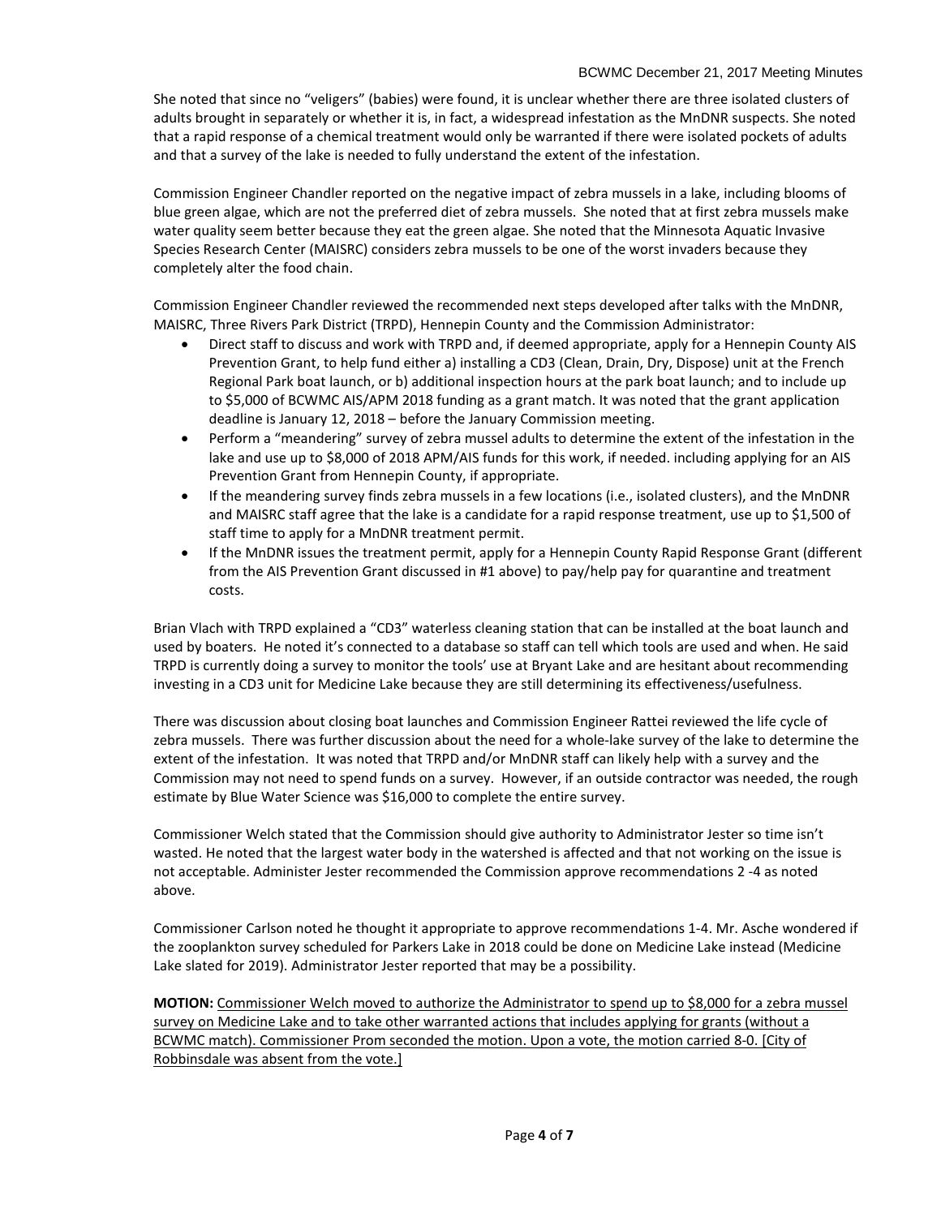She noted that since no "veligers" (babies) were found, it is unclear whether there are three isolated clusters of adults brought in separately or whether it is, in fact, a widespread infestation as the MnDNR suspects. She noted that a rapid response of a chemical treatment would only be warranted if there were isolated pockets of adults and that a survey of the lake is needed to fully understand the extent of the infestation.

Commission Engineer Chandler reported on the negative impact of zebra mussels in a lake, including blooms of blue green algae, which are not the preferred diet of zebra mussels. She noted that at first zebra mussels make water quality seem better because they eat the green algae. She noted that the Minnesota Aquatic Invasive Species Research Center (MAISRC) considers zebra mussels to be one of the worst invaders because they completely alter the food chain.

Commission Engineer Chandler reviewed the recommended next steps developed after talks with the MnDNR, MAISRC, Three Rivers Park District (TRPD), Hennepin County and the Commission Administrator:

- Direct staff to discuss and work with TRPD and, if deemed appropriate, apply for a Hennepin County AIS Prevention Grant, to help fund either a) installing a CD3 (Clean, Drain, Dry, Dispose) unit at the French Regional Park boat launch, or b) additional inspection hours at the park boat launch; and to include up to $5,000 of BCWMC AIS/APM 2018 funding as a grant match. It was noted that the grant application deadline is January 12, 2018 – before the January Commission meeting.
- Perform a "meandering" survey of zebra mussel adults to determine the extent of the infestation in the lake and use up to $8,000 of 2018 APM/AIS funds for this work, if needed. including applying for an AIS Prevention Grant from Hennepin County, if appropriate.
- If the meandering survey finds zebra mussels in a few locations (i.e., isolated clusters), and the MnDNR and MAISRC staff agree that the lake is a candidate for a rapid response treatment, use up to $1,500 of staff time to apply for a MnDNR treatment permit.
- If the MnDNR issues the treatment permit, apply for a Hennepin County Rapid Response Grant (different from the AIS Prevention Grant discussed in #1 above) to pay/help pay for quarantine and treatment costs.

Brian Vlach with TRPD explained a "CD3" waterless cleaning station that can be installed at the boat launch and used by boaters. He noted it's connected to a database so staff can tell which tools are used and when. He said TRPD is currently doing a survey to monitor the tools' use at Bryant Lake and are hesitant about recommending investing in a CD3 unit for Medicine Lake because they are still determining its effectiveness/usefulness.

There was discussion about closing boat launches and Commission Engineer Rattei reviewed the life cycle of zebra mussels. There was further discussion about the need for a whole-lake survey of the lake to determine the extent of the infestation. It was noted that TRPD and/or MnDNR staff can likely help with a survey and the Commission may not need to spend funds on a survey. However, if an outside contractor was needed, the rough estimate by Blue Water Science was $16,000 to complete the entire survey.

Commissioner Welch stated that the Commission should give authority to Administrator Jester so time isn't wasted. He noted that the largest water body in the watershed is affected and that not working on the issue is not acceptable. Administer Jester recommended the Commission approve recommendations 2 -4 as noted above.

Commissioner Carlson noted he thought it appropriate to approve recommendations 1-4. Mr. Asche wondered if the zooplankton survey scheduled for Parkers Lake in 2018 could be done on Medicine Lake instead (Medicine Lake slated for 2019). Administrator Jester reported that may be a possibility.

**MOTION:** <u>Commissioner Welch moved to authorize the Administrator to spend up to $8,000 for a zebra mussel survey on Medicine Lake and to take other warranted actions that includes applying for grants (without a BCWMC match). Commissioner Prom seconded the motion. Upon a vote, the motion carried 8-0. [City of Robbinsdale was absent from the vote.]</u>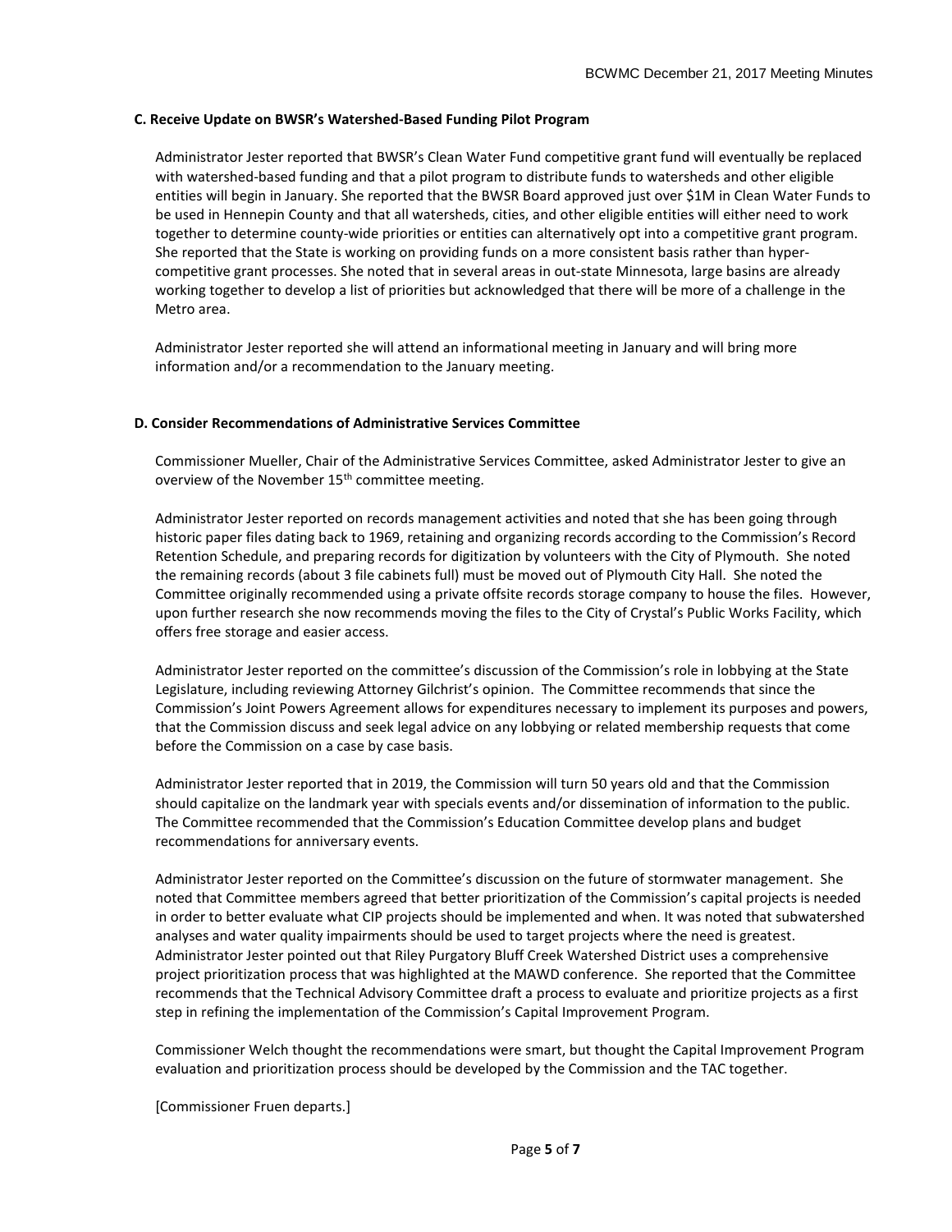### C. Receive Update on BWSR's Watershed-Based Funding Pilot Program

Administrator Jester reported that BWSR's Clean Water Fund competitive grant fund will eventually be replaced with watershed-based funding and that a pilot program to distribute funds to watersheds and other eligible entities will begin in January. She reported that the BWSR Board approved just over $1M in Clean Water Funds to be used in Hennepin County and that all watersheds, cities, and other eligible entities will either need to work together to determine county-wide priorities or entities can alternatively opt into a competitive grant program. She reported that the State is working on providing funds on a more consistent basis rather than hyper-competitive grant processes. She noted that in several areas in out-state Minnesota, large basins are already working together to develop a list of priorities but acknowledged that there will be more of a challenge in the Metro area.

Administrator Jester reported she will attend an informational meeting in January and will bring more information and/or a recommendation to the January meeting.

### D. Consider Recommendations of Administrative Services Committee

Commissioner Mueller, Chair of the Administrative Services Committee, asked Administrator Jester to give an overview of the November 15th committee meeting.

Administrator Jester reported on records management activities and noted that she has been going through historic paper files dating back to 1969, retaining and organizing records according to the Commission's Record Retention Schedule, and preparing records for digitization by volunteers with the City of Plymouth. She noted the remaining records (about 3 file cabinets full) must be moved out of Plymouth City Hall. She noted the Committee originally recommended using a private offsite records storage company to house the files. However, upon further research she now recommends moving the files to the City of Crystal's Public Works Facility, which offers free storage and easier access.

Administrator Jester reported on the committee's discussion of the Commission's role in lobbying at the State Legislature, including reviewing Attorney Gilchrist's opinion. The Committee recommends that since the Commission's Joint Powers Agreement allows for expenditures necessary to implement its purposes and powers, that the Commission discuss and seek legal advice on any lobbying or related membership requests that come before the Commission on a case by case basis.

Administrator Jester reported that in 2019, the Commission will turn 50 years old and that the Commission should capitalize on the landmark year with specials events and/or dissemination of information to the public. The Committee recommended that the Commission's Education Committee develop plans and budget recommendations for anniversary events.

Administrator Jester reported on the Committee's discussion on the future of stormwater management. She noted that Committee members agreed that better prioritization of the Commission's capital projects is needed in order to better evaluate what CIP projects should be implemented and when. It was noted that subwatershed analyses and water quality impairments should be used to target projects where the need is greatest. Administrator Jester pointed out that Riley Purgatory Bluff Creek Watershed District uses a comprehensive project prioritization process that was highlighted at the MAWD conference. She reported that the Committee recommends that the Technical Advisory Committee draft a process to evaluate and prioritize projects as a first step in refining the implementation of the Commission's Capital Improvement Program.

Commissioner Welch thought the recommendations were smart, but thought the Capital Improvement Program evaluation and prioritization process should be developed by the Commission and the TAC together.

[Commissioner Fruen departs.]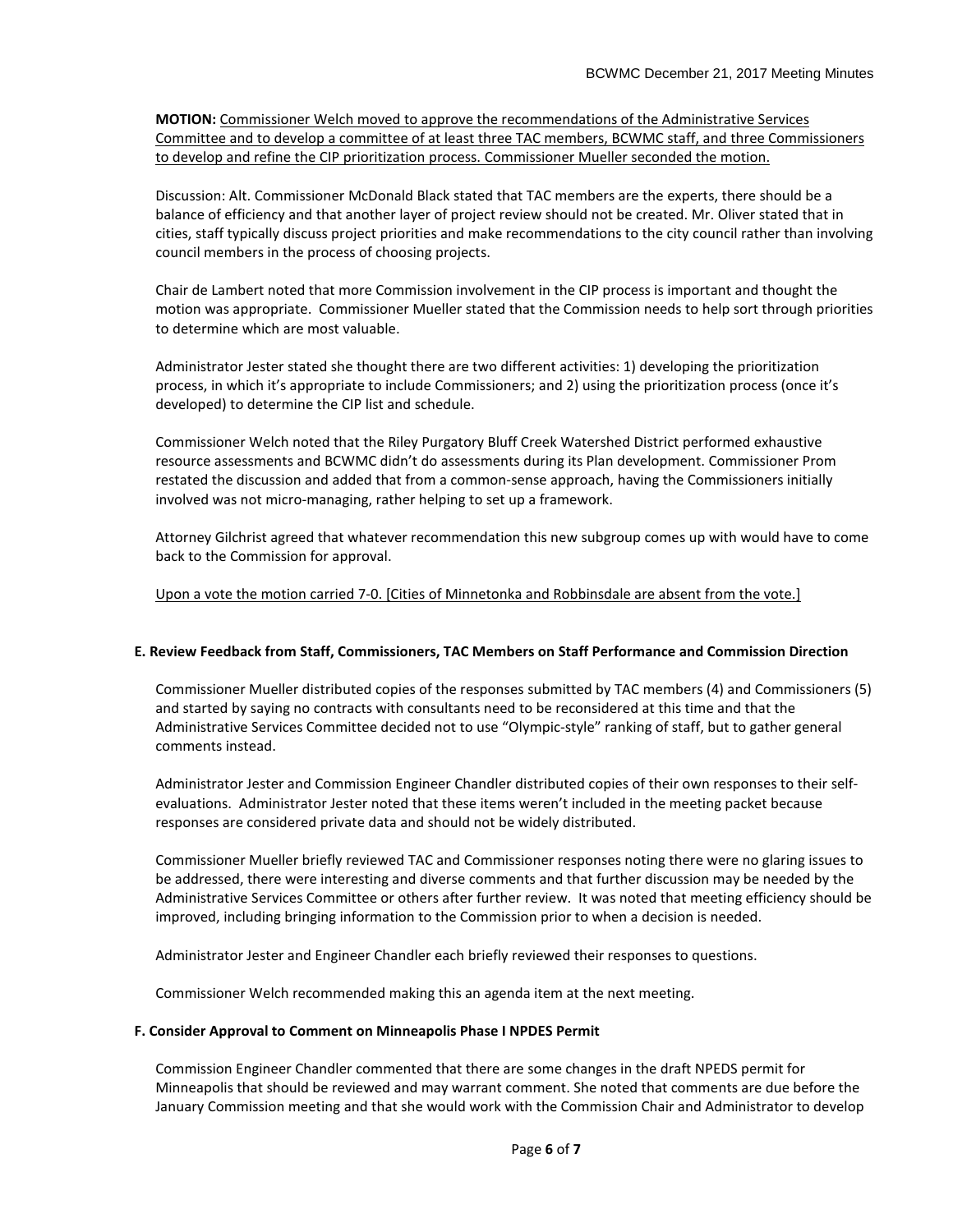**MOTION:** Commissioner Welch moved to approve the recommendations of the Administrative Services Committee and to develop a committee of at least three TAC members, BCWMC staff, and three Commissioners to develop and refine the CIP prioritization process. Commissioner Mueller seconded the motion.

Discussion: Alt. Commissioner McDonald Black stated that TAC members are the experts, there should be a balance of efficiency and that another layer of project review should not be created. Mr. Oliver stated that in cities, staff typically discuss project priorities and make recommendations to the city council rather than involving council members in the process of choosing projects.

Chair de Lambert noted that more Commission involvement in the CIP process is important and thought the motion was appropriate. Commissioner Mueller stated that the Commission needs to help sort through priorities to determine which are most valuable.

Administrator Jester stated she thought there are two different activities: 1) developing the prioritization process, in which it's appropriate to include Commissioners; and 2) using the prioritization process (once it's developed) to determine the CIP list and schedule.

Commissioner Welch noted that the Riley Purgatory Bluff Creek Watershed District performed exhaustive resource assessments and BCWMC didn't do assessments during its Plan development. Commissioner Prom restated the discussion and added that from a common-sense approach, having the Commissioners initially involved was not micro-managing, rather helping to set up a framework.

Attorney Gilchrist agreed that whatever recommendation this new subgroup comes up with would have to come back to the Commission for approval.

Upon a vote the motion carried 7-0. [Cities of Minnetonka and Robbinsdale are absent from the vote.]

**E. Review Feedback from Staff, Commissioners, TAC Members on Staff Performance and Commission Direction**

Commissioner Mueller distributed copies of the responses submitted by TAC members (4) and Commissioners (5) and started by saying no contracts with consultants need to be reconsidered at this time and that the Administrative Services Committee decided not to use "Olympic-style" ranking of staff, but to gather general comments instead.

Administrator Jester and Commission Engineer Chandler distributed copies of their own responses to their self-evaluations. Administrator Jester noted that these items weren't included in the meeting packet because responses are considered private data and should not be widely distributed.

Commissioner Mueller briefly reviewed TAC and Commissioner responses noting there were no glaring issues to be addressed, there were interesting and diverse comments and that further discussion may be needed by the Administrative Services Committee or others after further review. It was noted that meeting efficiency should be improved, including bringing information to the Commission prior to when a decision is needed.

Administrator Jester and Engineer Chandler each briefly reviewed their responses to questions.

Commissioner Welch recommended making this an agenda item at the next meeting.

**F. Consider Approval to Comment on Minneapolis Phase I NPDES Permit**

Commission Engineer Chandler commented that there are some changes in the draft NPEDS permit for Minneapolis that should be reviewed and may warrant comment. She noted that comments are due before the January Commission meeting and that she would work with the Commission Chair and Administrator to develop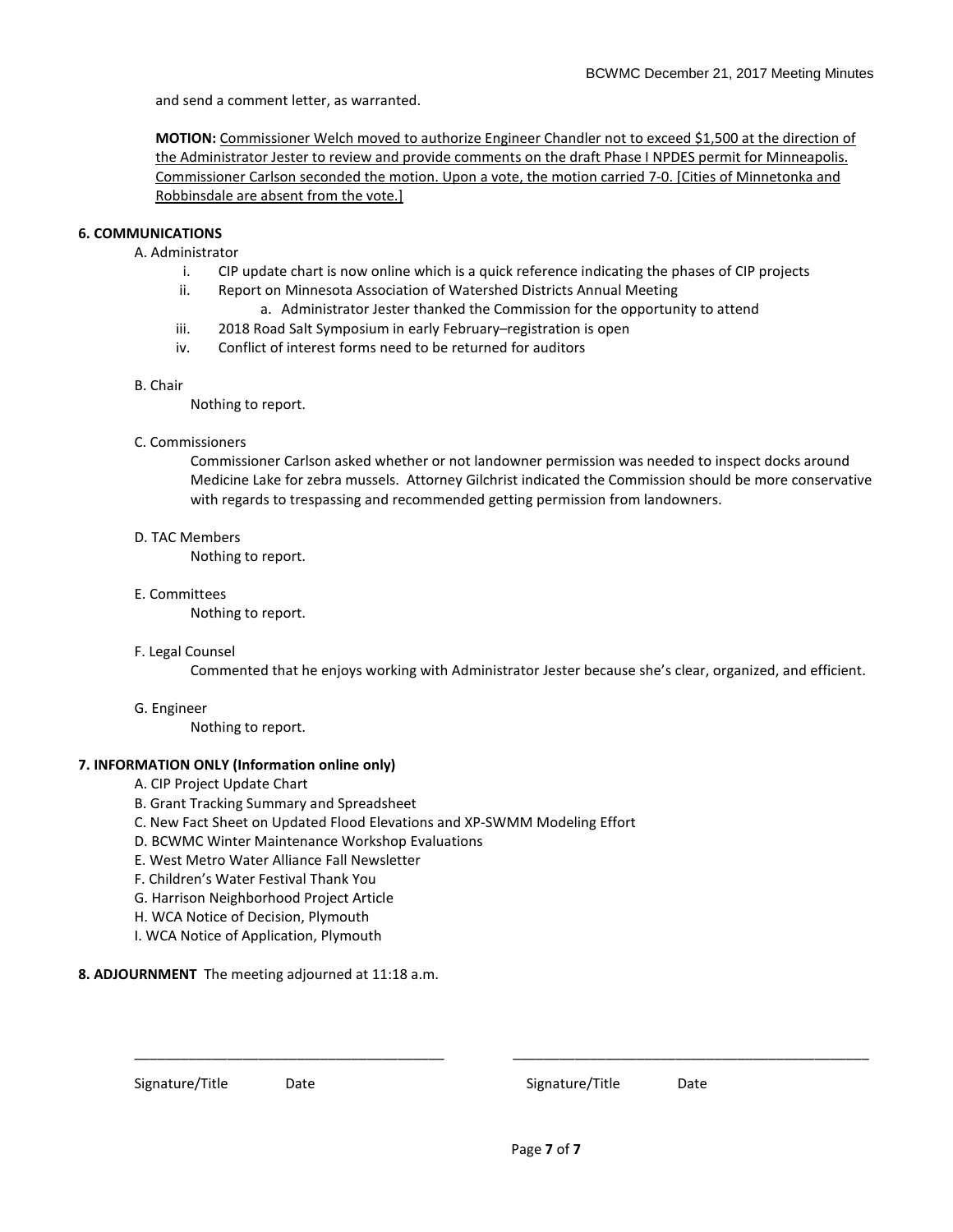and send a comment letter, as warranted.

**MOTION:** <u>Commissioner Welch moved to authorize Engineer Chandler not to exceed $1,500 at the direction of the Administrator Jester to review and provide comments on the draft Phase I NPDES permit for Minneapolis. Commissioner Carlson seconded the motion. Upon a vote, the motion carried 7-0. [Cities of Minnetonka and Robbinsdale are absent from the vote.]</u>

**6. COMMUNICATIONS**

A. Administrator

- i. CIP update chart is now online which is a quick reference indicating the phases of CIP projects
- ii. Report on Minnesota Association of Watershed Districts Annual Meeting
  - a. Administrator Jester thanked the Commission for the opportunity to attend
- iii. 2018 Road Salt Symposium in early February–registration is open
- iv. Conflict of interest forms need to be returned for auditors

B. Chair

Nothing to report.

C. Commissioners

Commissioner Carlson asked whether or not landowner permission was needed to inspect docks around Medicine Lake for zebra mussels. Attorney Gilchrist indicated the Commission should be more conservative with regards to trespassing and recommended getting permission from landowners.

D. TAC Members

Nothing to report.

E. Committees

Nothing to report.

F. Legal Counsel

Commented that he enjoys working with Administrator Jester because she's clear, organized, and efficient.

G. Engineer

Nothing to report.

**7. INFORMATION ONLY (Information online only)**

A. CIP Project Update Chart
B. Grant Tracking Summary and Spreadsheet
C. New Fact Sheet on Updated Flood Elevations and XP-SWMM Modeling Effort
D. BCWMC Winter Maintenance Workshop Evaluations
E. West Metro Water Alliance Fall Newsletter
F. Children's Water Festival Thank You
G. Harrison Neighborhood Project Article
H. WCA Notice of Decision, Plymouth
I. WCA Notice of Application, Plymouth

**8. ADJOURNMENT** The meeting adjourned at 11:18 a.m.

\_\_\_\_\_\_\_\_\_\_\_\_\_\_\_\_\_\_\_\_\_\_\_\_\_\_\_\_\_\_\_\_\_\_\_\_\_\_\_\_\_\_\_\_ \_\_\_\_\_\_\_\_\_\_\_\_\_\_\_\_\_\_\_\_\_\_\_\_\_\_\_\_\_\_\_\_\_\_\_\_\_\_\_\_\_\_\_\_

Signature/Title Date Signature/Title Date